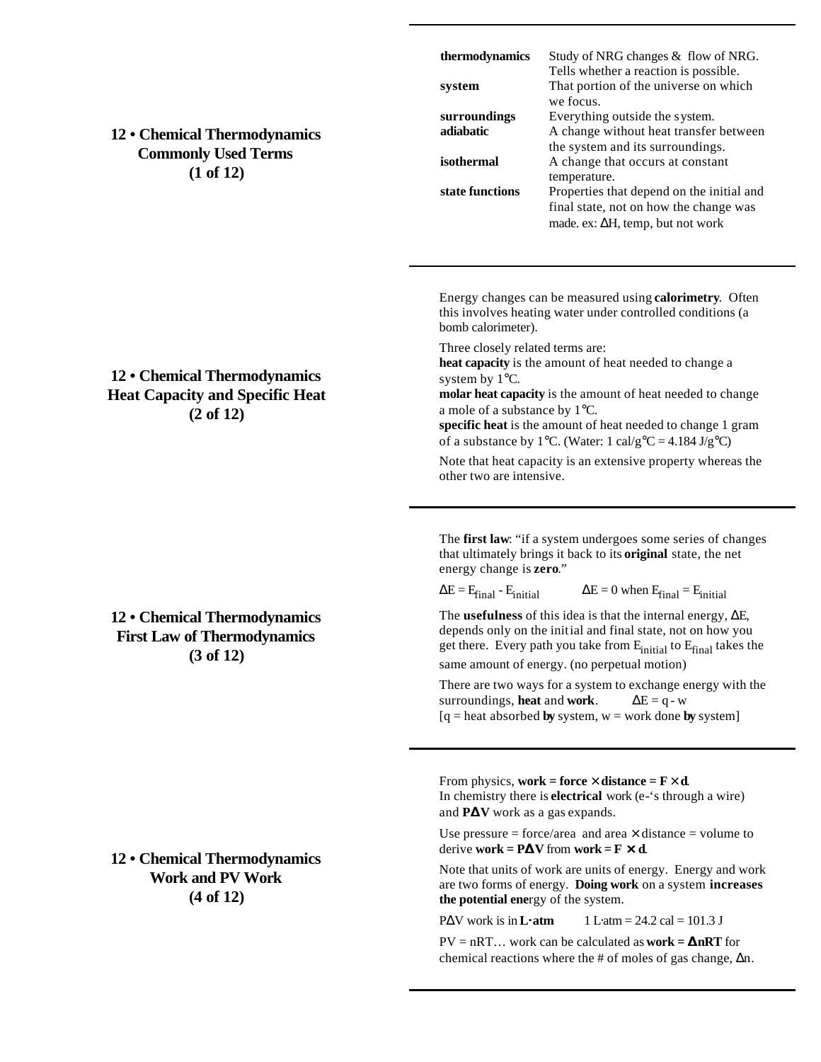## 12 • Chemical Thermodynamics Commonly Used Terms (1 of 12)

| | |
|---|---|
| **thermodynamics** | Study of NRG changes & flow of NRG. Tells whether a reaction is possible. |
| **system** | That portion of the universe on which we focus. |
| **surroundings** | Everything outside the system. |
| **adiabatic** | A change without heat transfer between the system and its surroundings. |
| **isothermal** | A change that occurs at constant temperature. |
| **state functions** | Properties that depend on the initial and final state, not on how the change was made. ex: $\Delta$H, temp, but not work |

## 12 • Chemical Thermodynamics Heat Capacity and Specific Heat (2 of 12)

Energy changes can be measured using **calorimetry**. Often this involves heating water under controlled conditions (a bomb calorimeter).

Three closely related terms are:
**heat capacity** is the amount of heat needed to change a system by 1°C.
**molar heat capacity** is the amount of heat needed to change a mole of a substance by 1°C.
**specific heat** is the amount of heat needed to change 1 gram of a substance by 1°C. (Water: 1 cal/g°C = 4.184 J/g°C)

Note that heat capacity is an extensive property whereas the other two are intensive.

## 12 • Chemical Thermodynamics First Law of Thermodynamics (3 of 12)

The **first law**: "if a system undergoes some series of changes that ultimately brings it back to its **original** state, the net energy change is **zero**."

$\Delta E = E_{final} - E_{initial}$ $\Delta E = 0$ when $E_{final} = E_{initial}$

The **usefulness** of this idea is that the internal energy, $\Delta E$, depends only on the initial and final state, not on how you get there. Every path you take from $E_{initial}$ to $E_{final}$ takes the same amount of energy. (no perpetual motion)

There are two ways for a system to exchange energy with the surroundings, **heat** and **work**. $\Delta E = q - w$
[q = heat absorbed **by** system, w = work done **by** system]

## 12 • Chemical Thermodynamics Work and PV Work (4 of 12)

From physics, **work = force × distance = F × d**.
In chemistry there is **electrical** work (e-'s through a wire) and **P$\Delta$V** work as a gas expands.

Use pressure = force/area and area × distance = volume to derive **work = P$\Delta$V** from **work = F × d**.

Note that units of work are units of energy. Energy and work are two forms of energy. **Doing work** on a system **increases the potential ene**rgy of the system.

P$\Delta$V work is in **L·atm** 1 L·atm = 24.2 cal = 101.3 J

PV = nRT… work can be calculated as **work = $\Delta$nRT** for chemical reactions where the # of moles of gas change, $\Delta$n.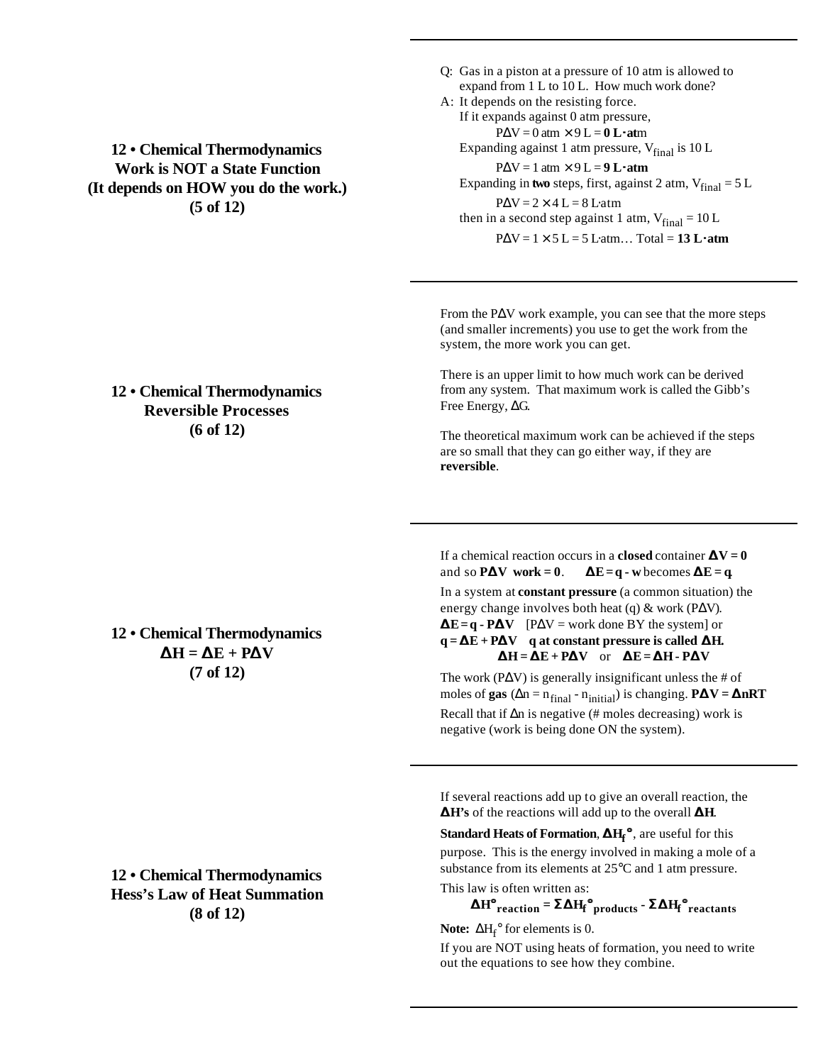## 12 • Chemical Thermodynamics
## Work is NOT a State Function
## (It depends on HOW you do the work.)
## (5 of 12)

Q: Gas in a piston at a pressure of 10 atm is allowed to expand from 1 L to 10 L. How much work done?

A: It depends on the resisting force.

If it expands against 0 atm pressure,

$P\Delta V = 0 \text{ atm} \times 9 \text{ L} = \mathbf{0 \text{ L·atm}}$

Expanding against 1 atm pressure, $V_{final}$ is 10 L

$P\Delta V = 1 \text{ atm} \times 9 \text{ L} = \mathbf{9 \text{ L·atm}}$

Expanding in **two** steps, first, against 2 atm, $V_{final} = 5$ L

$P\Delta V = 2 \times 4 \text{ L} = 8 \text{ L·atm}$

then in a second step against 1 atm, $V_{final} = 10$ L

$P\Delta V = 1 \times 5 \text{ L} = 5 \text{ L·atm}$… Total = **13 L·atm**

## 12 • Chemical Thermodynamics
## Reversible Processes
## (6 of 12)

From the $P\Delta V$ work example, you can see that the more steps (and smaller increments) you use to get the work from the system, the more work you can get.

There is an upper limit to how much work can be derived from any system. That maximum work is called the Gibb's Free Energy, $\Delta G$.

The theoretical maximum work can be achieved if the steps are so small that they can go either way, if they are **reversible**.

## 12 • Chemical Thermodynamics
## $\Delta H = \Delta E + P\Delta V$
## (7 of 12)

If a chemical reaction occurs in a **closed** container $\mathbf{\Delta V = 0}$ and so $\mathbf{P\Delta V}$ **work = 0**. $\mathbf{\Delta E = q - w}$ becomes $\mathbf{\Delta E = q}$.

In a system at **constant pressure** (a common situation) the energy change involves both heat (q) & work ($P\Delta V$).

$\mathbf{\Delta E = q - P\Delta V}$ [$P\Delta V$ = work done BY the system] or

$\mathbf{q = \Delta E + P\Delta V}$ **q at constant pressure is called $\mathbf{\Delta H}$.**

$$\Delta H = \Delta E + P\Delta V \quad \text{or} \quad \Delta E = \Delta H - P\Delta V$$

The work ($P\Delta V$) is generally insignificant unless the # of moles of **gas** ($\Delta n = n_{final} - n_{initial}$) is changing. $\mathbf{P\Delta V = \Delta nRT}$

Recall that if $\Delta n$ is negative (# moles decreasing) work is negative (work is being done ON the system).

## 12 • Chemical Thermodynamics
## Hess's Law of Heat Summation
## (8 of 12)

If several reactions add up to give an overall reaction, the $\mathbf{\Delta H}$**'s** of the reactions will add up to the overall $\mathbf{\Delta H}$.

**Standard Heats of Formation**, $\mathbf{\Delta H_f^\circ}$, are useful for this purpose. This is the energy involved in making a mole of a substance from its elements at 25°C and 1 atm pressure.

This law is often written as:

$$\Delta H^\circ_{reaction} = \Sigma \Delta H_f^\circ{}_{products} - \Sigma \Delta H_f^\circ{}_{reactants}$$

**Note:** $\Delta H_f^\circ$ for elements is 0.

If you are NOT using heats of formation, you need to write out the equations to see how they combine.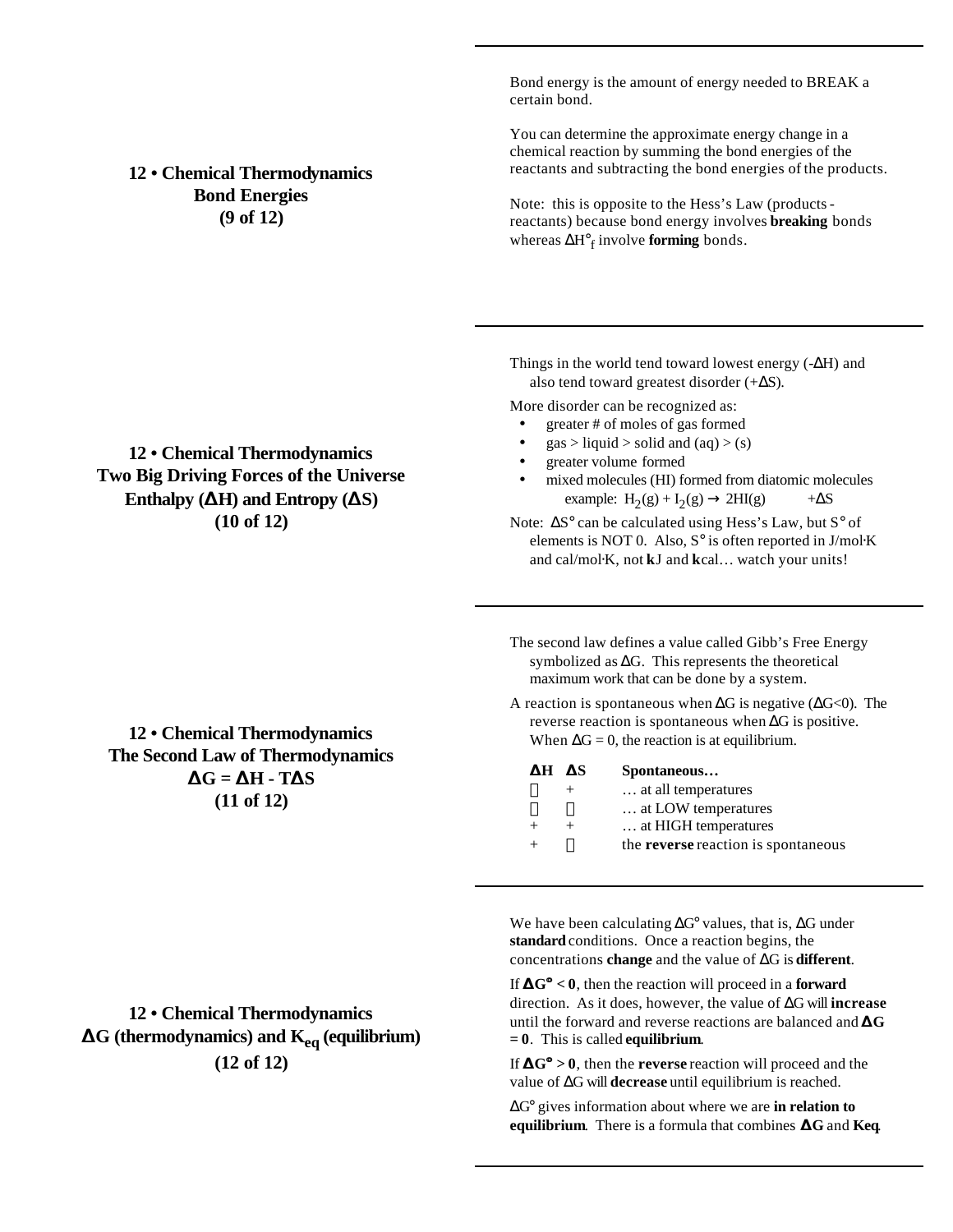## 12 • Chemical Thermodynamics Bond Energies (9 of 12)

Bond energy is the amount of energy needed to BREAK a certain bond.

You can determine the approximate energy change in a chemical reaction by summing the bond energies of the reactants and subtracting the bond energies of the products.

Note: this is opposite to the Hess's Law (products - reactants) because bond energy involves **breaking** bonds whereas $\Delta H°_f$ involve **forming** bonds.

## 12 • Chemical Thermodynamics Two Big Driving Forces of the Universe Enthalpy ($\Delta$H) and Entropy ($\Delta$S) (10 of 12)

Things in the world tend toward lowest energy ($-\Delta H$) and also tend toward greatest disorder ($+\Delta S$).

More disorder can be recognized as:

- greater # of moles of gas formed
- gas > liquid > solid and (aq) > (s)
- greater volume formed
- mixed molecules (HI) formed from diatomic molecules
  example: $H_2(g) + I_2(g) \rightarrow 2HI(g)$ $+\Delta S$

Note: $\Delta S°$ can be calculated using Hess's Law, but S° of elements is NOT 0. Also, S° is often reported in J/mol·K and cal/mol·K, not **k**J and **k**cal… watch your units!

## 12 • Chemical Thermodynamics The Second Law of Thermodynamics $\Delta G = \Delta H - T\Delta S$ (11 of 12)

The second law defines a value called Gibb's Free Energy symbolized as $\Delta G$. This represents the theoretical maximum work that can be done by a system.

A reaction is spontaneous when $\Delta G$ is negative ($\Delta G<0$). The reverse reaction is spontaneous when $\Delta G$ is positive. When $\Delta G = 0$, the reaction is at equilibrium.

| $\Delta$H | $\Delta$S | Spontaneous… |
|---|---|---|
| − | + | … at all temperatures |
| − | − | … at LOW temperatures |
| + | + | … at HIGH temperatures |
| + | − | the **reverse** reaction is spontaneous |

## 12 • Chemical Thermodynamics $\Delta$G (thermodynamics) and $K_{eq}$ (equilibrium) (12 of 12)

We have been calculating $\Delta G°$ values, that is, $\Delta G$ under **standard** conditions. Once a reaction begins, the concentrations **change** and the value of $\Delta G$ is **different**.

If **$\Delta G° < 0$**, then the reaction will proceed in a **forward** direction. As it does, however, the value of $\Delta G$ will **increase** until the forward and reverse reactions are balanced and **$\Delta G = 0$**. This is called **equilibrium**.

If **$\Delta G° > 0$**, then the **reverse** reaction will proceed and the value of $\Delta G$ will **decrease** until equilibrium is reached.

$\Delta G°$ gives information about where we are **in relation to equilibrium**. There is a formula that combines **$\Delta$G** and **Keq**.